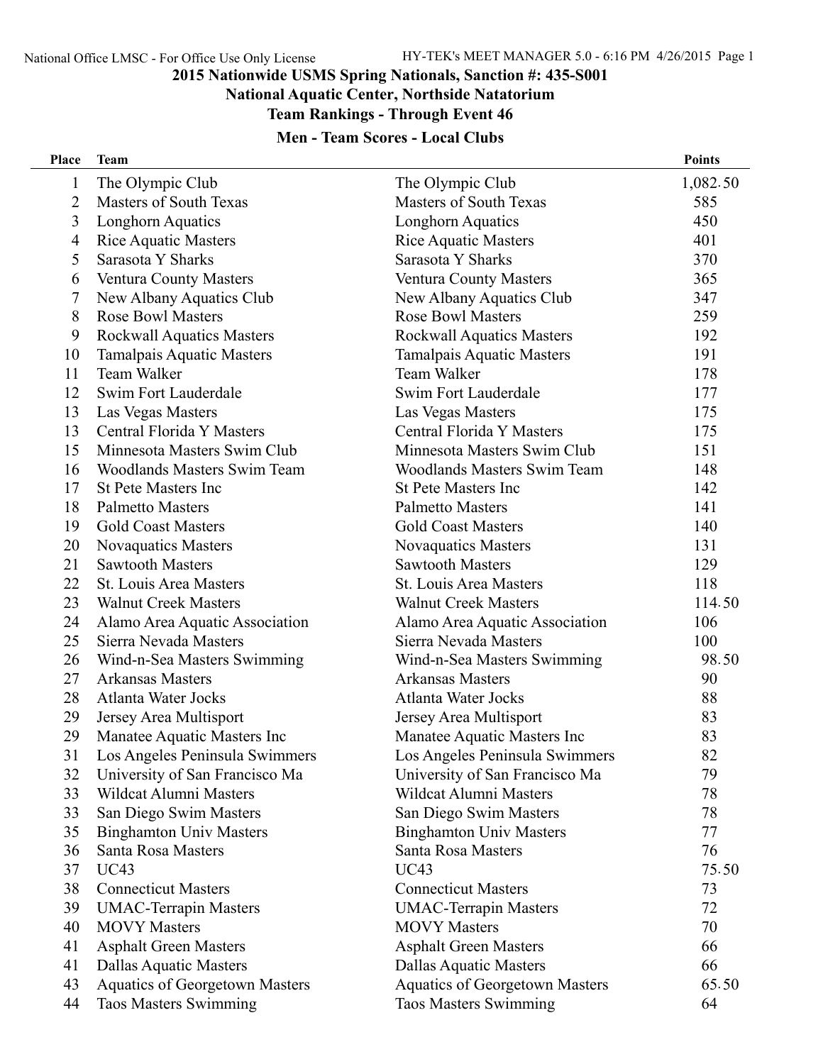## 2015 Nationwide USMS Spring Nationals, Sanction #: 435-S001

### National Aquatic Center, Northside Natatorium

### Team Rankings - Through Event 46

#### Men - Team Scores - Local Clubs

| Place | Team | | Points |
|---|---|---|---|
| 1 | The Olympic Club | The Olympic Club | 1,082.50 |
| 2 | Masters of South Texas | Masters of South Texas | 585 |
| 3 | Longhorn Aquatics | Longhorn Aquatics | 450 |
| 4 | Rice Aquatic Masters | Rice Aquatic Masters | 401 |
| 5 | Sarasota Y Sharks | Sarasota Y Sharks | 370 |
| 6 | Ventura County Masters | Ventura County Masters | 365 |
| 7 | New Albany Aquatics Club | New Albany Aquatics Club | 347 |
| 8 | Rose Bowl Masters | Rose Bowl Masters | 259 |
| 9 | Rockwall Aquatics Masters | Rockwall Aquatics Masters | 192 |
| 10 | Tamalpais Aquatic Masters | Tamalpais Aquatic Masters | 191 |
| 11 | Team Walker | Team Walker | 178 |
| 12 | Swim Fort Lauderdale | Swim Fort Lauderdale | 177 |
| 13 | Las Vegas Masters | Las Vegas Masters | 175 |
| 13 | Central Florida Y Masters | Central Florida Y Masters | 175 |
| 15 | Minnesota Masters Swim Club | Minnesota Masters Swim Club | 151 |
| 16 | Woodlands Masters Swim Team | Woodlands Masters Swim Team | 148 |
| 17 | St Pete Masters Inc | St Pete Masters Inc | 142 |
| 18 | Palmetto Masters | Palmetto Masters | 141 |
| 19 | Gold Coast Masters | Gold Coast Masters | 140 |
| 20 | Novaquatics Masters | Novaquatics Masters | 131 |
| 21 | Sawtooth Masters | Sawtooth Masters | 129 |
| 22 | St. Louis Area Masters | St. Louis Area Masters | 118 |
| 23 | Walnut Creek Masters | Walnut Creek Masters | 114.50 |
| 24 | Alamo Area Aquatic Association | Alamo Area Aquatic Association | 106 |
| 25 | Sierra Nevada Masters | Sierra Nevada Masters | 100 |
| 26 | Wind-n-Sea Masters Swimming | Wind-n-Sea Masters Swimming | 98.50 |
| 27 | Arkansas Masters | Arkansas Masters | 90 |
| 28 | Atlanta Water Jocks | Atlanta Water Jocks | 88 |
| 29 | Jersey Area Multisport | Jersey Area Multisport | 83 |
| 29 | Manatee Aquatic Masters Inc | Manatee Aquatic Masters Inc | 83 |
| 31 | Los Angeles Peninsula Swimmers | Los Angeles Peninsula Swimmers | 82 |
| 32 | University of San Francisco Ma | University of San Francisco Ma | 79 |
| 33 | Wildcat Alumni Masters | Wildcat Alumni Masters | 78 |
| 33 | San Diego Swim Masters | San Diego Swim Masters | 78 |
| 35 | Binghamton Univ Masters | Binghamton Univ Masters | 77 |
| 36 | Santa Rosa Masters | Santa Rosa Masters | 76 |
| 37 | UC43 | UC43 | 75.50 |
| 38 | Connecticut Masters | Connecticut Masters | 73 |
| 39 | UMAC-Terrapin Masters | UMAC-Terrapin Masters | 72 |
| 40 | MOVY Masters | MOVY Masters | 70 |
| 41 | Asphalt Green Masters | Asphalt Green Masters | 66 |
| 41 | Dallas Aquatic Masters | Dallas Aquatic Masters | 66 |
| 43 | Aquatics of Georgetown Masters | Aquatics of Georgetown Masters | 65.50 |
| 44 | Taos Masters Swimming | Taos Masters Swimming | 64 |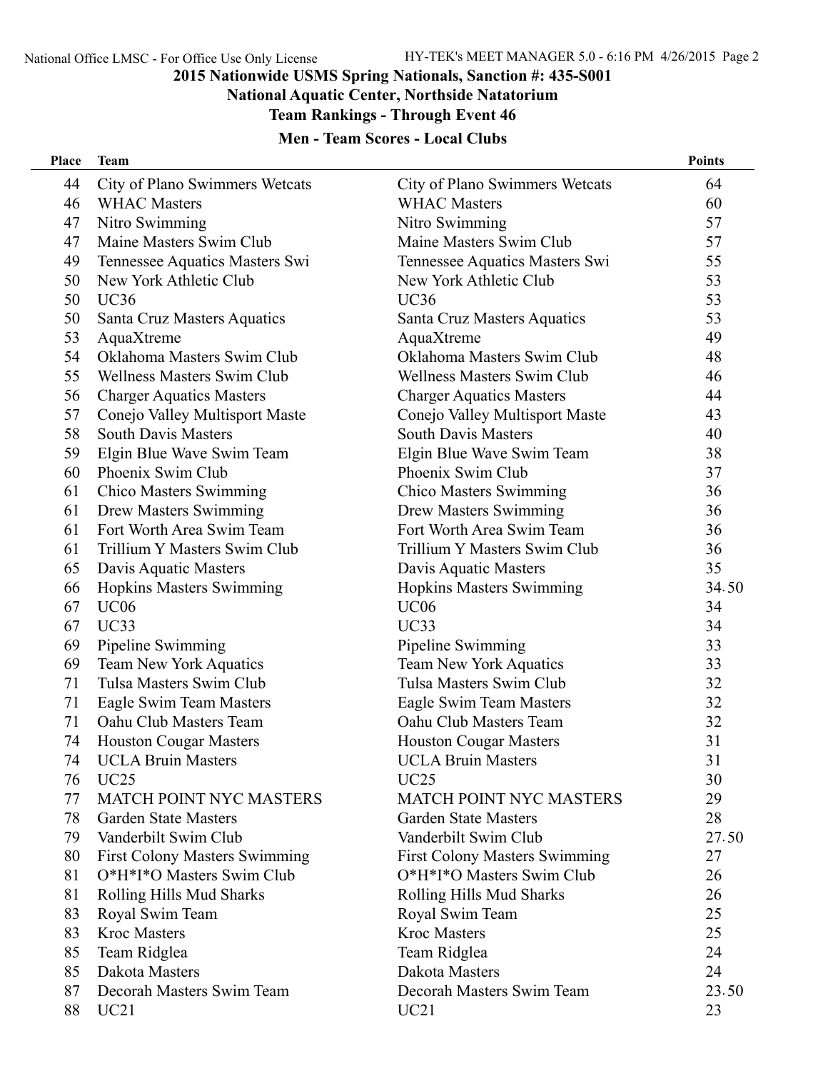## 2015 Nationwide USMS Spring Nationals, Sanction #: 435-S001

### National Aquatic Center, Northside Natatorium

### Team Rankings - Through Event 46

### Men - Team Scores - Local Clubs

| Place | Team | | Points |
|---|---|---|---|
| 44 | City of Plano Swimmers Wetcats | City of Plano Swimmers Wetcats | 64 |
| 46 | WHAC Masters | WHAC Masters | 60 |
| 47 | Nitro Swimming | Nitro Swimming | 57 |
| 47 | Maine Masters Swim Club | Maine Masters Swim Club | 57 |
| 49 | Tennessee Aquatics Masters Swi | Tennessee Aquatics Masters Swi | 55 |
| 50 | New York Athletic Club | New York Athletic Club | 53 |
| 50 | UC36 | UC36 | 53 |
| 50 | Santa Cruz Masters Aquatics | Santa Cruz Masters Aquatics | 53 |
| 53 | AquaXtreme | AquaXtreme | 49 |
| 54 | Oklahoma Masters Swim Club | Oklahoma Masters Swim Club | 48 |
| 55 | Wellness Masters Swim Club | Wellness Masters Swim Club | 46 |
| 56 | Charger Aquatics Masters | Charger Aquatics Masters | 44 |
| 57 | Conejo Valley Multisport Maste | Conejo Valley Multisport Maste | 43 |
| 58 | South Davis Masters | South Davis Masters | 40 |
| 59 | Elgin Blue Wave Swim Team | Elgin Blue Wave Swim Team | 38 |
| 60 | Phoenix Swim Club | Phoenix Swim Club | 37 |
| 61 | Chico Masters Swimming | Chico Masters Swimming | 36 |
| 61 | Drew Masters Swimming | Drew Masters Swimming | 36 |
| 61 | Fort Worth Area Swim Team | Fort Worth Area Swim Team | 36 |
| 61 | Trillium Y Masters Swim Club | Trillium Y Masters Swim Club | 36 |
| 65 | Davis Aquatic Masters | Davis Aquatic Masters | 35 |
| 66 | Hopkins Masters Swimming | Hopkins Masters Swimming | 34.50 |
| 67 | UC06 | UC06 | 34 |
| 67 | UC33 | UC33 | 34 |
| 69 | Pipeline Swimming | Pipeline Swimming | 33 |
| 69 | Team New York Aquatics | Team New York Aquatics | 33 |
| 71 | Tulsa Masters Swim Club | Tulsa Masters Swim Club | 32 |
| 71 | Eagle Swim Team Masters | Eagle Swim Team Masters | 32 |
| 71 | Oahu Club Masters Team | Oahu Club Masters Team | 32 |
| 74 | Houston Cougar Masters | Houston Cougar Masters | 31 |
| 74 | UCLA Bruin Masters | UCLA Bruin Masters | 31 |
| 76 | UC25 | UC25 | 30 |
| 77 | MATCH POINT NYC MASTERS | MATCH POINT NYC MASTERS | 29 |
| 78 | Garden State Masters | Garden State Masters | 28 |
| 79 | Vanderbilt Swim Club | Vanderbilt Swim Club | 27.50 |
| 80 | First Colony Masters Swimming | First Colony Masters Swimming | 27 |
| 81 | O*H*I*O Masters Swim Club | O*H*I*O Masters Swim Club | 26 |
| 81 | Rolling Hills Mud Sharks | Rolling Hills Mud Sharks | 26 |
| 83 | Royal Swim Team | Royal Swim Team | 25 |
| 83 | Kroc Masters | Kroc Masters | 25 |
| 85 | Team Ridglea | Team Ridglea | 24 |
| 85 | Dakota Masters | Dakota Masters | 24 |
| 87 | Decorah Masters Swim Team | Decorah Masters Swim Team | 23.50 |
| 88 | UC21 | UC21 | 23 |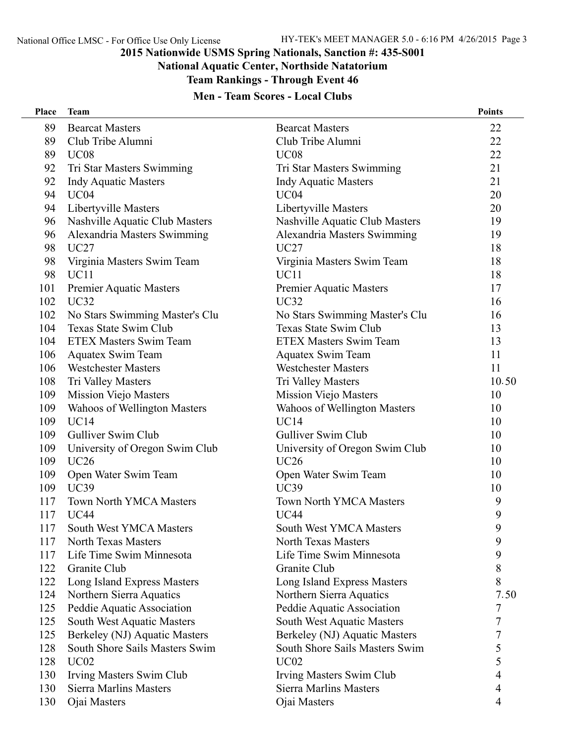## 2015 Nationwide USMS Spring Nationals, Sanction #: 435-S001

### National Aquatic Center, Northside Natatorium

### Team Rankings - Through Event 46

### Men - Team Scores - Local Clubs

| Place | Team | | Points |
|---|---|---|---|
| 89 | Bearcat Masters | Bearcat Masters | 22 |
| 89 | Club Tribe Alumni | Club Tribe Alumni | 22 |
| 89 | UC08 | UC08 | 22 |
| 92 | Tri Star Masters Swimming | Tri Star Masters Swimming | 21 |
| 92 | Indy Aquatic Masters | Indy Aquatic Masters | 21 |
| 94 | UC04 | UC04 | 20 |
| 94 | Libertyville Masters | Libertyville Masters | 20 |
| 96 | Nashville Aquatic Club Masters | Nashville Aquatic Club Masters | 19 |
| 96 | Alexandria Masters Swimming | Alexandria Masters Swimming | 19 |
| 98 | UC27 | UC27 | 18 |
| 98 | Virginia Masters Swim Team | Virginia Masters Swim Team | 18 |
| 98 | UC11 | UC11 | 18 |
| 101 | Premier Aquatic Masters | Premier Aquatic Masters | 17 |
| 102 | UC32 | UC32 | 16 |
| 102 | No Stars Swimming Master's Clu | No Stars Swimming Master's Clu | 16 |
| 104 | Texas State Swim Club | Texas State Swim Club | 13 |
| 104 | ETEX Masters Swim Team | ETEX Masters Swim Team | 13 |
| 106 | Aquatex Swim Team | Aquatex Swim Team | 11 |
| 106 | Westchester Masters | Westchester Masters | 11 |
| 108 | Tri Valley Masters | Tri Valley Masters | 10.50 |
| 109 | Mission Viejo Masters | Mission Viejo Masters | 10 |
| 109 | Wahoos of Wellington Masters | Wahoos of Wellington Masters | 10 |
| 109 | UC14 | UC14 | 10 |
| 109 | Gulliver Swim Club | Gulliver Swim Club | 10 |
| 109 | University of Oregon Swim Club | University of Oregon Swim Club | 10 |
| 109 | UC26 | UC26 | 10 |
| 109 | Open Water Swim Team | Open Water Swim Team | 10 |
| 109 | UC39 | UC39 | 10 |
| 117 | Town North YMCA Masters | Town North YMCA Masters | 9 |
| 117 | UC44 | UC44 | 9 |
| 117 | South West YMCA Masters | South West YMCA Masters | 9 |
| 117 | North Texas Masters | North Texas Masters | 9 |
| 117 | Life Time Swim Minnesota | Life Time Swim Minnesota | 9 |
| 122 | Granite Club | Granite Club | 8 |
| 122 | Long Island Express Masters | Long Island Express Masters | 8 |
| 124 | Northern Sierra Aquatics | Northern Sierra Aquatics | 7.50 |
| 125 | Peddie Aquatic Association | Peddie Aquatic Association | 7 |
| 125 | South West Aquatic Masters | South West Aquatic Masters | 7 |
| 125 | Berkeley (NJ) Aquatic Masters | Berkeley (NJ) Aquatic Masters | 7 |
| 128 | South Shore Sails Masters Swim | South Shore Sails Masters Swim | 5 |
| 128 | UC02 | UC02 | 5 |
| 130 | Irving Masters Swim Club | Irving Masters Swim Club | 4 |
| 130 | Sierra Marlins Masters | Sierra Marlins Masters | 4 |
| 130 | Ojai Masters | Ojai Masters | 4 |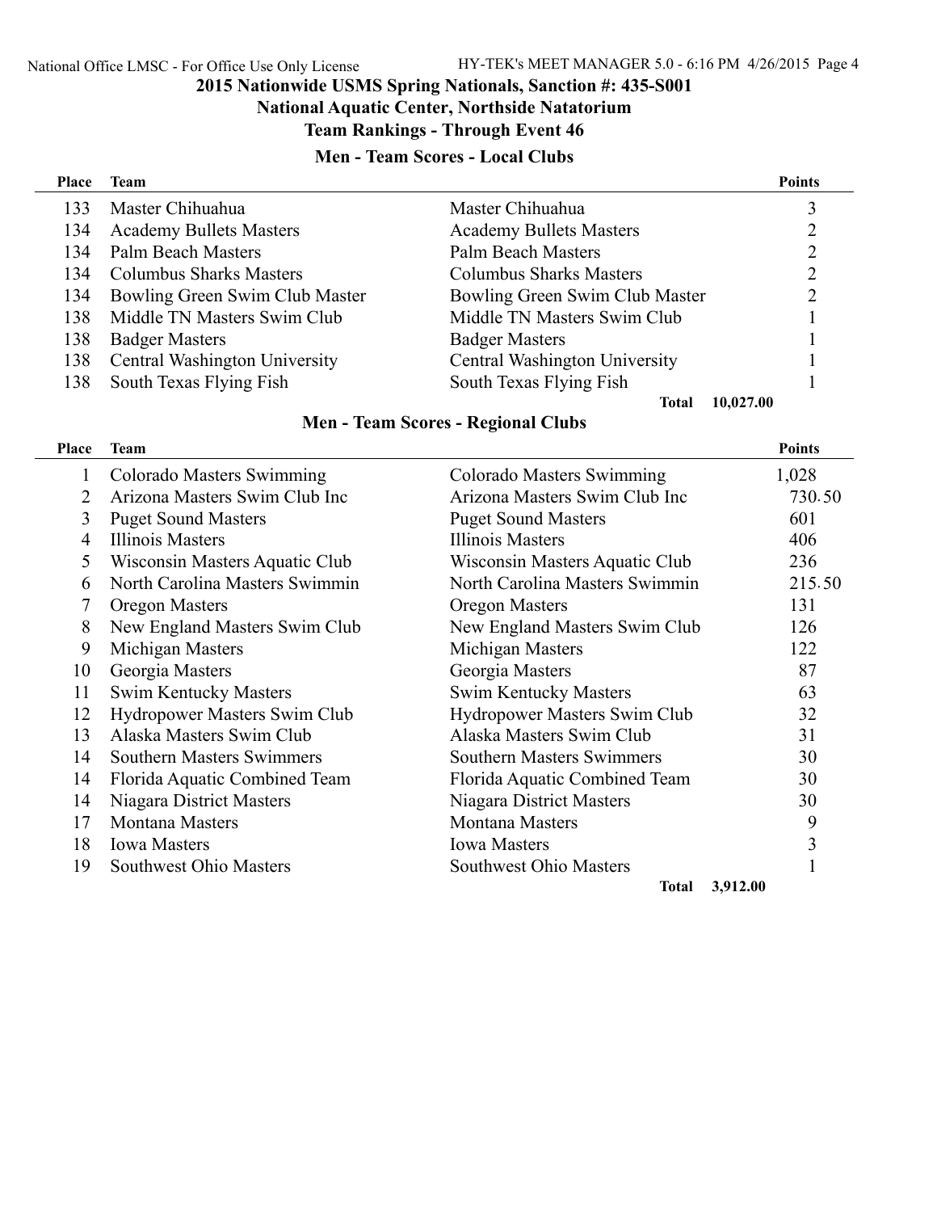# 2015 Nationwide USMS Spring Nationals, Sanction #: 435-S001

## National Aquatic Center, Northside Natatorium

## Team Rankings - Through Event 46

### Men - Team Scores - Local Clubs

| Place | Team | | Points |
|---|---|---|---|
| 133 | Master Chihuahua | Master Chihuahua | 3 |
| 134 | Academy Bullets Masters | Academy Bullets Masters | 2 |
| 134 | Palm Beach Masters | Palm Beach Masters | 2 |
| 134 | Columbus Sharks Masters | Columbus Sharks Masters | 2 |
| 134 | Bowling Green Swim Club Master | Bowling Green Swim Club Master | 2 |
| 138 | Middle TN Masters Swim Club | Middle TN Masters Swim Club | 1 |
| 138 | Badger Masters | Badger Masters | 1 |
| 138 | Central Washington University | Central Washington University | 1 |
| 138 | South Texas Flying Fish | South Texas Flying Fish | 1 |
| | | **Total** | 10,027.00 |

### Men - Team Scores - Regional Clubs

| Place | Team | | Points |
|---|---|---|---|
| 1 | Colorado Masters Swimming | Colorado Masters Swimming | 1,028 |
| 2 | Arizona Masters Swim Club Inc | Arizona Masters Swim Club Inc | 730.50 |
| 3 | Puget Sound Masters | Puget Sound Masters | 601 |
| 4 | Illinois Masters | Illinois Masters | 406 |
| 5 | Wisconsin Masters Aquatic Club | Wisconsin Masters Aquatic Club | 236 |
| 6 | North Carolina Masters Swimmin | North Carolina Masters Swimmin | 215.50 |
| 7 | Oregon Masters | Oregon Masters | 131 |
| 8 | New England Masters Swim Club | New England Masters Swim Club | 126 |
| 9 | Michigan Masters | Michigan Masters | 122 |
| 10 | Georgia Masters | Georgia Masters | 87 |
| 11 | Swim Kentucky Masters | Swim Kentucky Masters | 63 |
| 12 | Hydropower Masters Swim Club | Hydropower Masters Swim Club | 32 |
| 13 | Alaska Masters Swim Club | Alaska Masters Swim Club | 31 |
| 14 | Southern Masters Swimmers | Southern Masters Swimmers | 30 |
| 14 | Florida Aquatic Combined Team | Florida Aquatic Combined Team | 30 |
| 14 | Niagara District Masters | Niagara District Masters | 30 |
| 17 | Montana Masters | Montana Masters | 9 |
| 18 | Iowa Masters | Iowa Masters | 3 |
| 19 | Southwest Ohio Masters | Southwest Ohio Masters | 1 |
| | | **Total** | 3,912.00 |